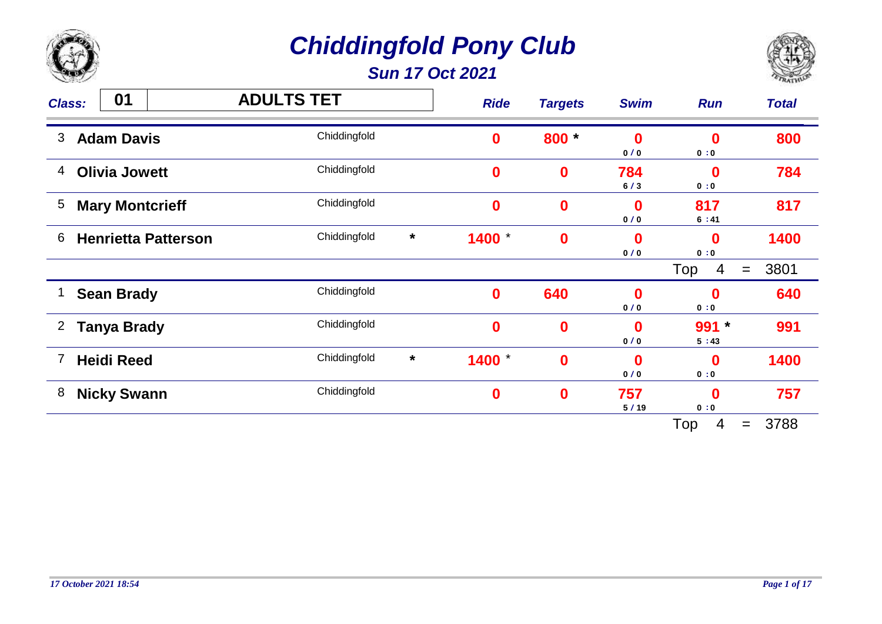# *Chiddingfold Pony Club*

## *Sun 17 Oct 2021*

**Class:** **01** **ADULTS TET**

| # | Name | Club | | Ride | Targets | Swim | Run | Total |
|---|---|---|---|---|---|---|---|---|
| 3 | **Adam Davis** | Chiddingfold | | **0** | **800 *** | **0** 0 / 0 | **0** 0 : 0 | **800** |
| 4 | **Olivia Jowett** | Chiddingfold | | **0** | **0** | **784** 6 / 3 | **0** 0 : 0 | **784** |
| 5 | **Mary Montcrieff** | Chiddingfold | | **0** | **0** | **0** 0 / 0 | **817** 6 : 41 | **817** |
| 6 | **Henrietta Patterson** | Chiddingfold | * | **1400** * | **0** | **0** 0 / 0 | **0** 0 : 0 | **1400** |
| | | | | | | | Top 4 = | 3801 |
| 1 | **Sean Brady** | Chiddingfold | | **0** | **640** | **0** 0 / 0 | **0** 0 : 0 | **640** |
| 2 | **Tanya Brady** | Chiddingfold | | **0** | **0** | **0** 0 / 0 | **991 *** 5 : 43 | **991** |
| 7 | **Heidi Reed** | Chiddingfold | * | **1400** * | **0** | **0** 0 / 0 | **0** 0 : 0 | **1400** |
| 8 | **Nicky Swann** | Chiddingfold | | **0** | **0** | **757** 5 / 19 | **0** 0 : 0 | **757** |
| | | | | | | | Top 4 = | 3788 |

*17 October 2021 18:54*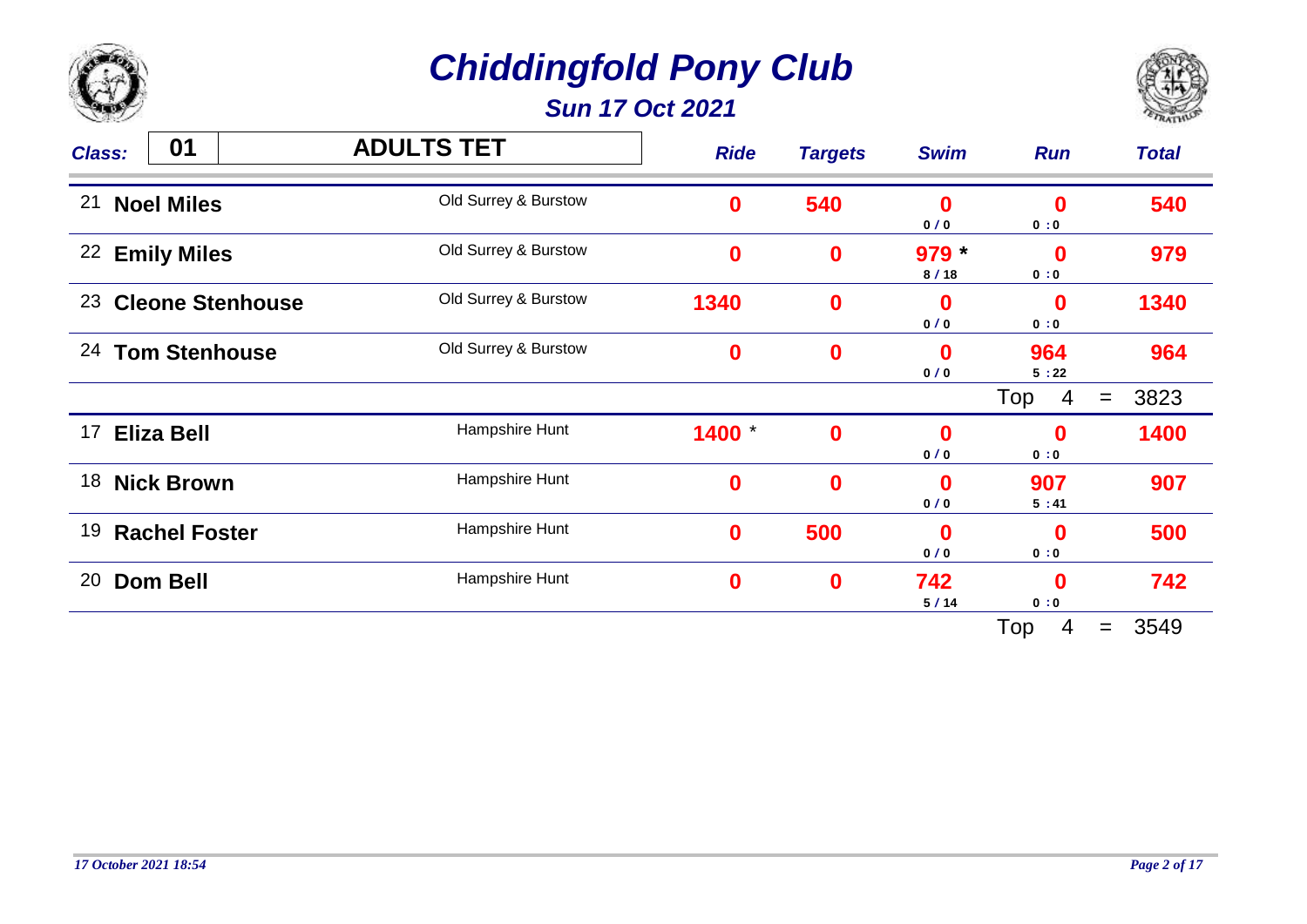# Chiddingfold Pony Club

## Sun 17 Oct 2021

| Class: 01 | ADULTS TET | Ride | Targets | Swim | Run | Total |
|---|---|---|---|---|---|---|
| 21 **Noel Miles** | Old Surrey & Burstow | **0** | **540** | **0** 0 / 0 | **0** 0 : 0 | **540** |
| 22 **Emily Miles** | Old Surrey & Burstow | **0** | **0** | **979** * 8 / 18 | **0** 0 : 0 | **979** |
| 23 **Cleone Stenhouse** | Old Surrey & Burstow | **1340** | **0** | **0** 0 / 0 | **0** 0 : 0 | **1340** |
| 24 **Tom Stenhouse** | Old Surrey & Burstow | **0** | **0** | **0** 0 / 0 | **964** 5 : 22 | **964** |
| | | | | | Top 4 = | 3823 |
| 17 **Eliza Bell** | Hampshire Hunt | **1400** * | **0** | **0** 0 / 0 | **0** 0 : 0 | **1400** |
| 18 **Nick Brown** | Hampshire Hunt | **0** | **0** | **0** 0 / 0 | **907** 5 : 41 | **907** |
| 19 **Rachel Foster** | Hampshire Hunt | **0** | **500** | **0** 0 / 0 | **0** 0 : 0 | **500** |
| 20 **Dom Bell** | Hampshire Hunt | **0** | **0** | **742** 5 / 14 | **0** 0 : 0 | **742** |
| | | | | | Top 4 = | 3549 |

*17 October 2021 18:54*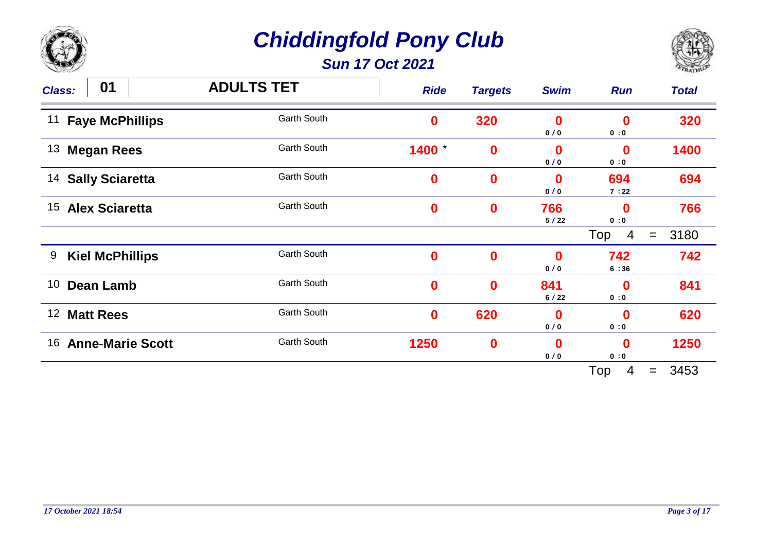# Chiddingfold Pony Club

## Sun 17 Oct 2021

**Class:** 01 **ADULTS TET**

| # | Name | Team | Ride | Targets | Swim | Run | Total |
|---|---|---|---|---|---|---|---|
| 11 | **Faye McPhillips** | Garth South | 0 | 320 | 0 (0 / 0) | 0 (0 : 0) | 320 |
| 13 | **Megan Rees** | Garth South | 1400 * | 0 | 0 (0 / 0) | 0 (0 : 0) | 1400 |
| 14 | **Sally Sciaretta** | Garth South | 0 | 0 | 0 (0 / 0) | 694 (7 : 22) | 694 |
| 15 | **Alex Sciaretta** | Garth South | 0 | 0 | 766 (5 / 22) | 0 (0 : 0) | 766 |
| | | | | | | Top 4 | = 3180 |
| 9 | **Kiel McPhillips** | Garth South | 0 | 0 | 0 (0 / 0) | 742 (6 : 36) | 742 |
| 10 | **Dean Lamb** | Garth South | 0 | 0 | 841 (6 / 22) | 0 (0 : 0) | 841 |
| 12 | **Matt Rees** | Garth South | 0 | 620 | 0 (0 / 0) | 0 (0 : 0) | 620 |
| 16 | **Anne-Marie Scott** | Garth South | 1250 | 0 | 0 (0 / 0) | 0 (0 : 0) | 1250 |
| | | | | | | Top 4 | = 3453 |

*17 October 2021 18:54*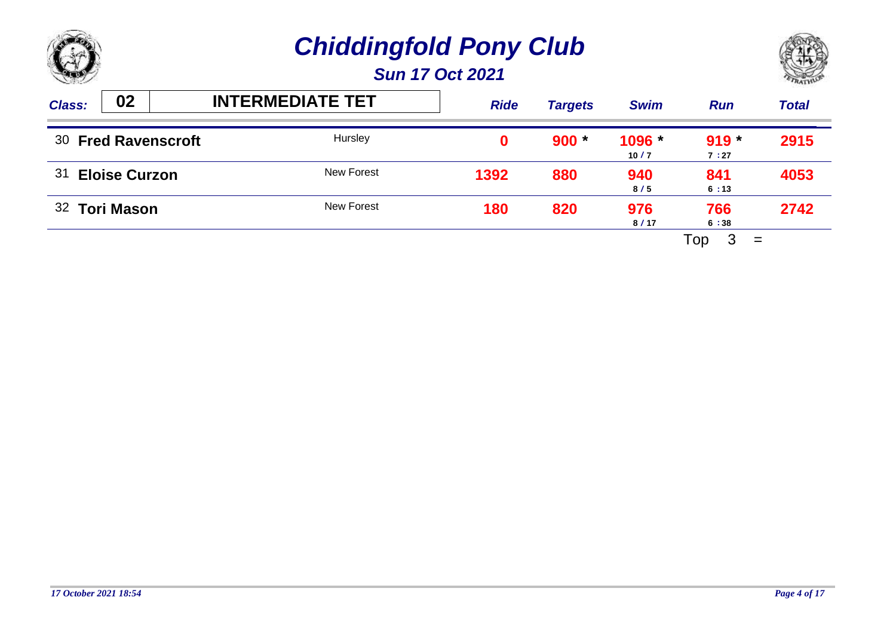# Chiddingfold Pony Club

## Sun 17 Oct 2021

| Class: 02 | INTERMEDIATE TET | Ride | Targets | Swim | Run | Total |
|---|---|---|---|---|---|---|
| 30 **Fred Ravenscroft** | Hursley | **0** | **900 *** | **1096 *** 10 / 7 | **919 *** 7 :27 | **2915** |
| 31 **Eloise Curzon** | New Forest | **1392** | **880** | **940** 8 / 5 | **841** 6 :13 | **4053** |
| 32 **Tori Mason** | New Forest | **180** | **820** | **976** 8 / 17 | **766** 6 :38 | **2742** |

Top 3 =

*17 October 2021 18:54*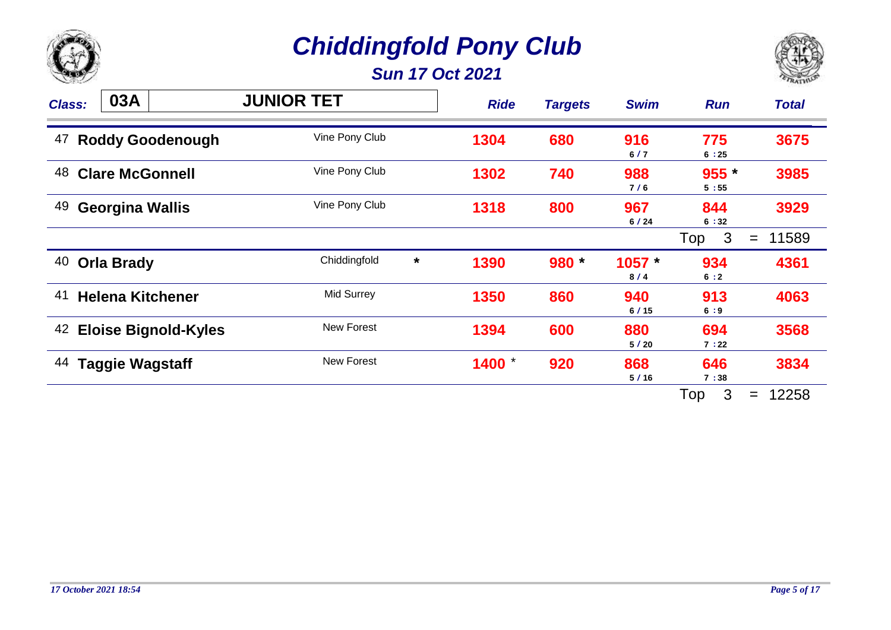# Chiddingfold Pony Club

## Sun 17 Oct 2021

| Class: 03A | JUNIOR TET | | Ride | Targets | Swim | Run | Total |
|---|---|---|---|---|---|---|---|
| 47 | Roddy Goodenough | Vine Pony Club | 1304 | 680 | 916 6 / 7 | 775 6 : 25 | 3675 |
| 48 | Clare McGonnell | Vine Pony Club | 1302 | 740 | 988 7 / 6 | 955 * 5 : 55 | 3985 |
| 49 | Georgina Wallis | Vine Pony Club | 1318 | 800 | 967 6 / 24 | 844 6 : 32 | 3929 |
| | | | | | | Top 3 | = 11589 |
| 40 | Orla Brady | Chiddingfold * | 1390 | 980 * | 1057 * 8 / 4 | 934 6 : 2 | 4361 |
| 41 | Helena Kitchener | Mid Surrey | 1350 | 860 | 940 6 / 15 | 913 6 : 9 | 4063 |
| 42 | Eloise Bignold-Kyles | New Forest | 1394 | 600 | 880 5 / 20 | 694 7 : 22 | 3568 |
| 44 | Taggie Wagstaff | New Forest | 1400 * | 920 | 868 5 / 16 | 646 7 : 38 | 3834 |
| | | | | | | Top 3 | = 12258 |

*17 October 2021 18:54*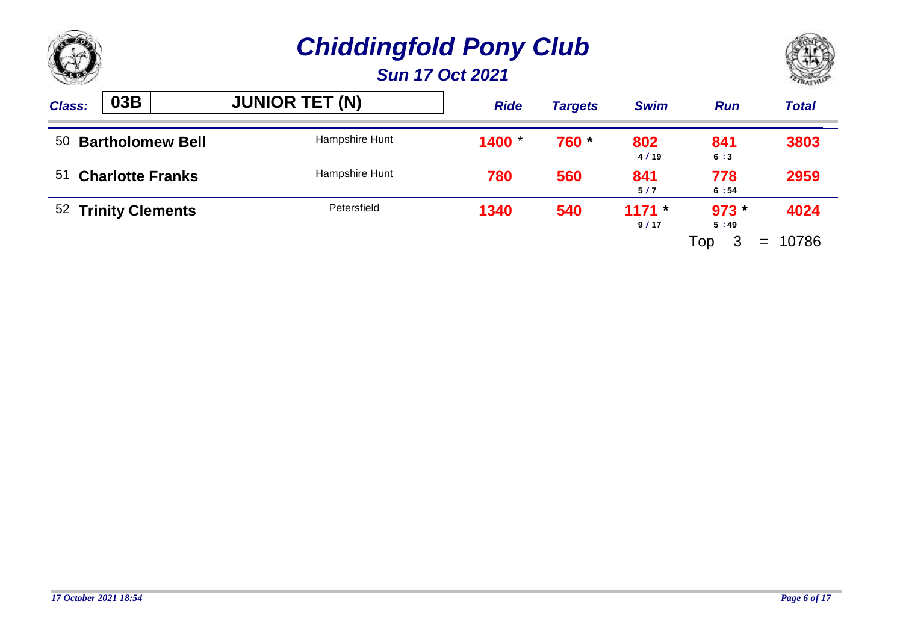# Chiddingfold Pony Club

## Sun 17 Oct 2021

| Class: 03B | JUNIOR TET (N) | Ride | Targets | Swim | Run | Total |
|---|---|---|---|---|---|---|
| 50 **Bartholomew Bell** | Hampshire Hunt | 1400 * | 760 * | 802 4 / 19 | 841 6 :3 | 3803 |
| 51 **Charlotte Franks** | Hampshire Hunt | 780 | 560 | 841 5 / 7 | 778 6 :54 | 2959 |
| 52 **Trinity Clements** | Petersfield | 1340 | 540 | 1171 * 9 / 17 | 973 * 5 :49 | 4024 |

Top 3 = 10786

*17 October 2021 18:54*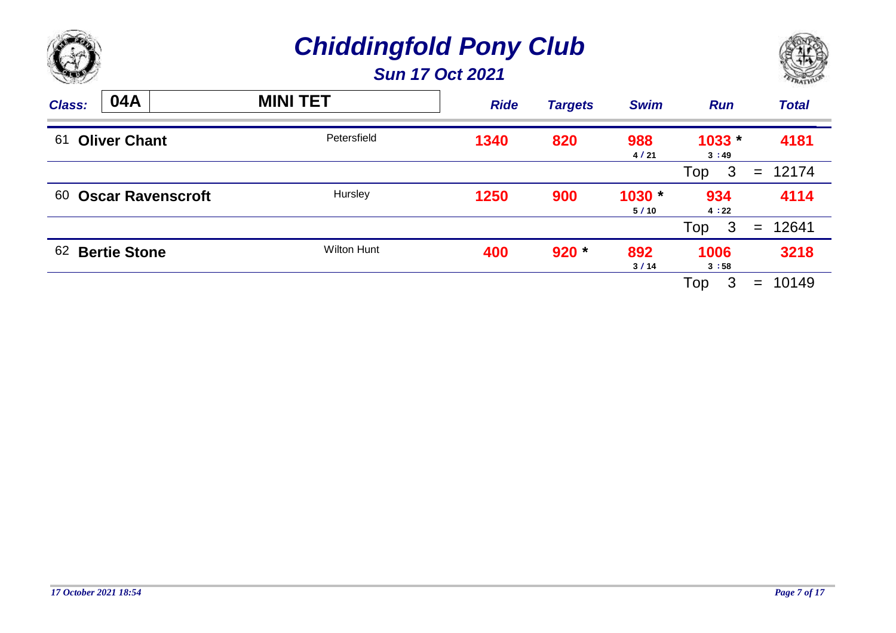# *Chiddingfold Pony Club*

## *Sun 17 Oct 2021*

**Class: 04A** — **MINI TET**

| No. | Name | Branch | Ride | Targets | Swim | Run | Total |
|---|---|---|---|---|---|---|---|
| 61 | **Oliver Chant** | Petersfield | **1340** | **820** | **988** 4 / 21 | **1033 *** 3 :49 | **4181** |
| | | | | | | Top 3 | = 12174 |
| 60 | **Oscar Ravenscroft** | Hursley | **1250** | **900** | **1030 *** 5 / 10 | **934** 4 :22 | **4114** |
| | | | | | | Top 3 | = 12641 |
| 62 | **Bertie Stone** | Wilton Hunt | **400** | **920 *** | **892** 3 / 14 | **1006** 3 :58 | **3218** |
| | | | | | | Top 3 | = 10149 |

*17 October 2021 18:54*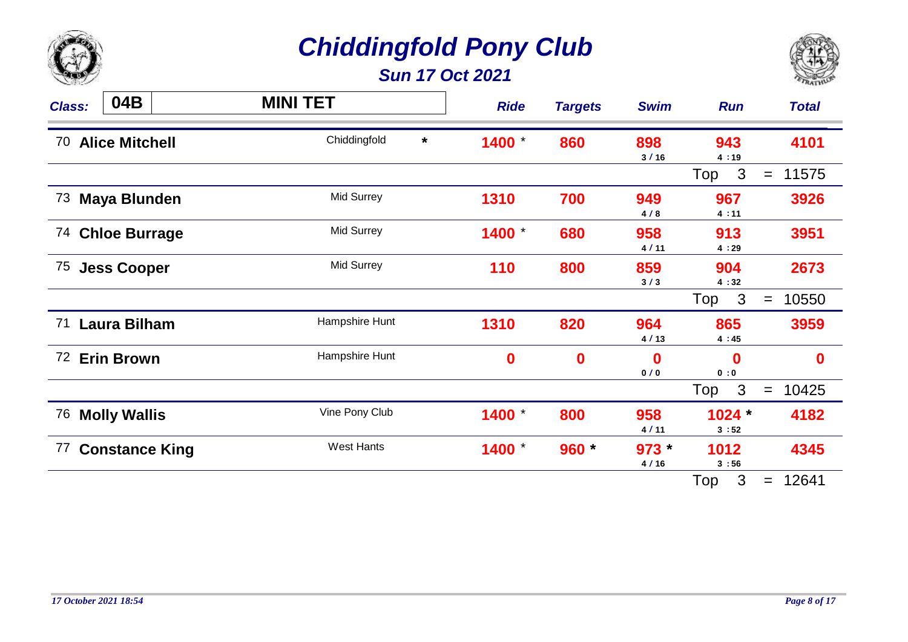# Chiddingfold Pony Club

## Sun 17 Oct 2021

| Class: 04B | MINI TET | | Ride | Targets | Swim | Run | Total |
|---|---|---|---|---|---|---|---|
| 70 **Alice Mitchell** | Chiddingfold | * | 1400 * | 860 | 898<br>3 / 16 | 943<br>4 : 19 | 4101 |
| | | | | | | Top 3 | = 11575 |
| 73 **Maya Blunden** | Mid Surrey | | 1310 | 700 | 949<br>4 / 8 | 967<br>4 : 11 | 3926 |
| 74 **Chloe Burrage** | Mid Surrey | | 1400 * | 680 | 958<br>4 / 11 | 913<br>4 : 29 | 3951 |
| 75 **Jess Cooper** | Mid Surrey | | 110 | 800 | 859<br>3 / 3 | 904<br>4 : 32 | 2673 |
| | | | | | | Top 3 | = 10550 |
| 71 **Laura Bilham** | Hampshire Hunt | | 1310 | 820 | 964<br>4 / 13 | 865<br>4 : 45 | 3959 |
| 72 **Erin Brown** | Hampshire Hunt | | 0 | 0 | 0<br>0 / 0 | 0<br>0 : 0 | 0 |
| | | | | | | Top 3 | = 10425 |
| 76 **Molly Wallis** | Vine Pony Club | | 1400 * | 800 | 958<br>4 / 11 | 1024 *<br>3 : 52 | 4182 |
| 77 **Constance King** | West Hants | | 1400 * | 960 * | 973 *<br>4 / 16 | 1012<br>3 : 56 | 4345 |
| | | | | | | Top 3 | = 12641 |

*17 October 2021 18:54*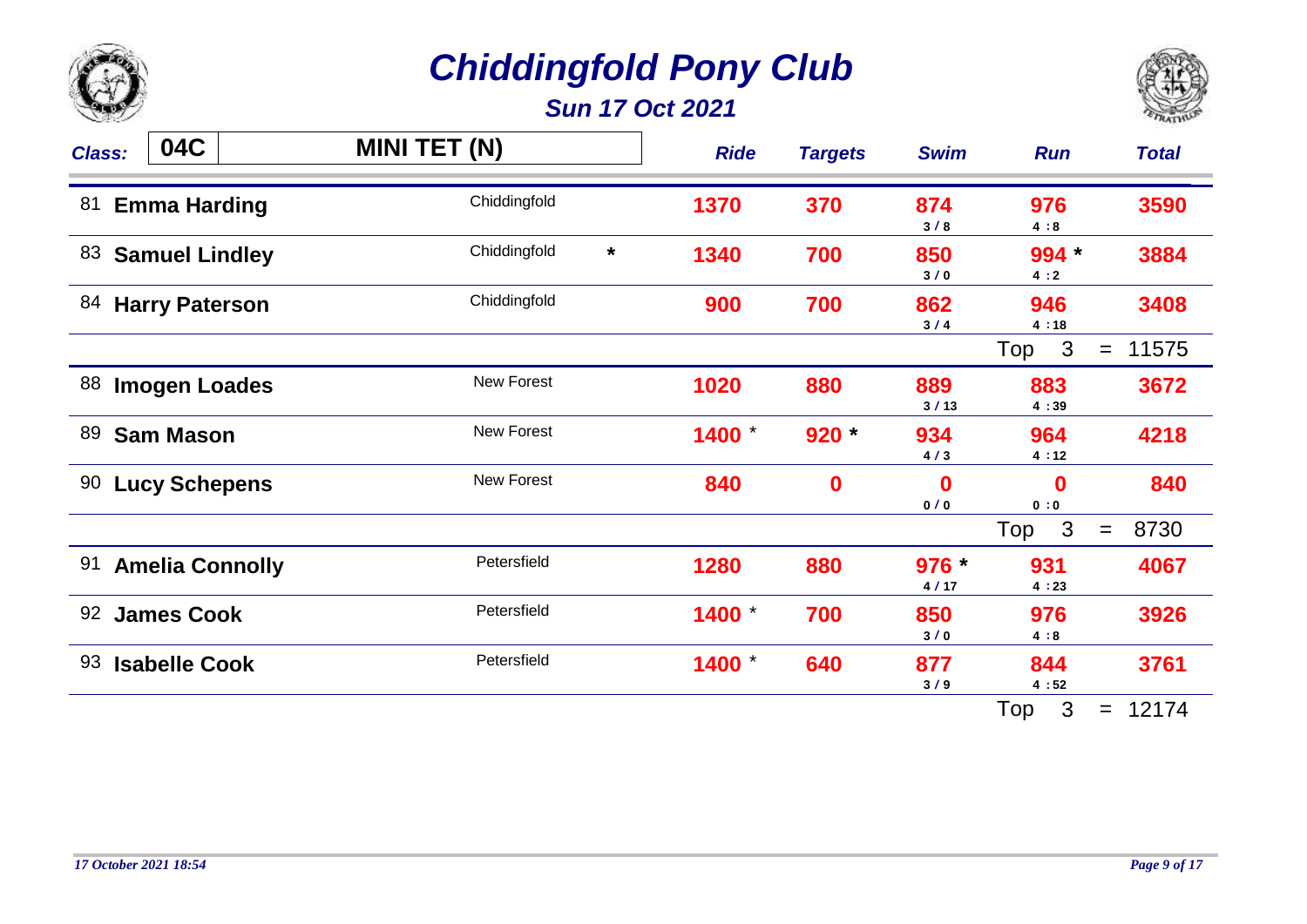# Chiddingfold Pony Club

## Sun 17 Oct 2021

**Class: 04C** **MINI TET (N)**

| No. | Name | Club | | Ride | Targets | Swim | Run | Total |
|---|---|---|---|---|---|---|---|---|
| 81 | **Emma Harding** | Chiddingfold | | 1370 | 370 | 874 (3 / 8) | 976 (4 :8) | 3590 |
| 83 | **Samuel Lindley** | Chiddingfold | * | 1340 | 700 | 850 (3 / 0) | 994 * (4 :2) | 3884 |
| 84 | **Harry Paterson** | Chiddingfold | | 900 | 700 | 862 (3 / 4) | 946 (4 :18) | 3408 |
| | | | | | | | Top 3 | = 11575 |
| 88 | **Imogen Loades** | New Forest | | 1020 | 880 | 889 (3 / 13) | 883 (4 :39) | 3672 |
| 89 | **Sam Mason** | New Forest | | 1400 * | 920 * | 934 (4 / 3) | 964 (4 :12) | 4218 |
| 90 | **Lucy Schepens** | New Forest | | 840 | 0 | 0 (0 / 0) | 0 (0 :0) | 840 |
| | | | | | | | Top 3 | = 8730 |
| 91 | **Amelia Connolly** | Petersfield | | 1280 | 880 | 976 * (4 / 17) | 931 (4 :23) | 4067 |
| 92 | **James Cook** | Petersfield | | 1400 * | 700 | 850 (3 / 0) | 976 (4 :8) | 3926 |
| 93 | **Isabelle Cook** | Petersfield | | 1400 * | 640 | 877 (3 / 9) | 844 (4 :52) | 3761 |
| | | | | | | | Top 3 | = 12174 |

*17 October 2021 18:54*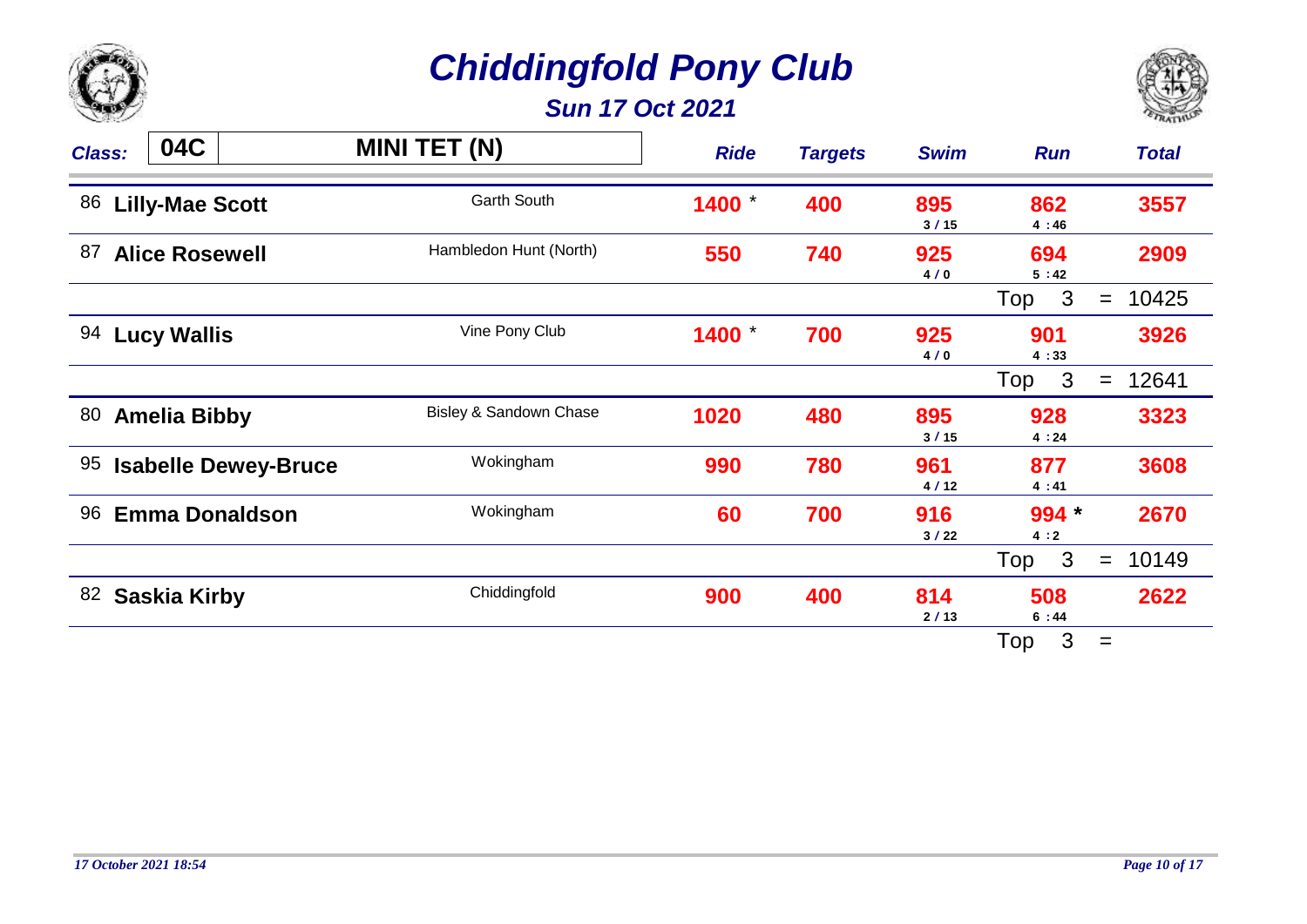# Chiddingfold Pony Club

## Sun 17 Oct 2021

| Class: 04C | MINI TET (N) | Ride | Targets | Swim | Run | Total |
|---|---|---|---|---|---|---|
| 86 **Lilly-Mae Scott** | Garth South | 1400 * | 400 | 895 (3 / 15) | 862 (4 :46) | 3557 |
| 87 **Alice Rosewell** | Hambledon Hunt (North) | 550 | 740 | 925 (4 / 0) | 694 (5 :42) | 2909 |
| | | | | | Top 3 | = 10425 |
| 94 **Lucy Wallis** | Vine Pony Club | 1400 * | 700 | 925 (4 / 0) | 901 (4 :33) | 3926 |
| | | | | | Top 3 | = 12641 |
| 80 **Amelia Bibby** | Bisley & Sandown Chase | 1020 | 480 | 895 (3 / 15) | 928 (4 :24) | 3323 |
| 95 **Isabelle Dewey-Bruce** | Wokingham | 990 | 780 | 961 (4 / 12) | 877 (4 :41) | 3608 |
| 96 **Emma Donaldson** | Wokingham | 60 | 700 | 916 (3 / 22) | 994 * (4 :2) | 2670 |
| | | | | | Top 3 | = 10149 |
| 82 **Saskia Kirby** | Chiddingfold | 900 | 400 | 814 (2 / 13) | 508 (6 :44) | 2622 |
| | | | | | Top 3 | = |

*17 October 2021 18:54*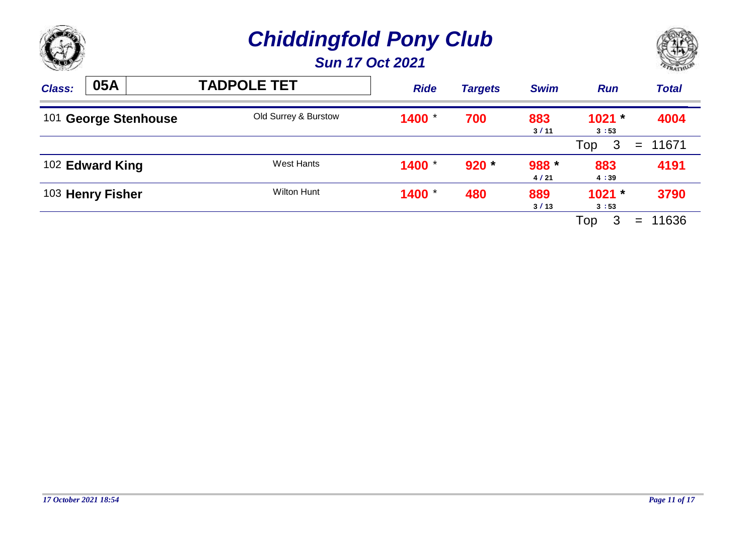# Chiddingfold Pony Club

## Sun 17 Oct 2021

| Class: 05A | TADPOLE TET | Ride | Targets | Swim | Run | Total |
|---|---|---|---|---|---|---|
| 101 **George Stenhouse** | Old Surrey & Burstow | 1400 * | 700 | 883<br>3 / 11 | 1021 *<br>3 :53 | 4004 |
| | | | | | Top 3 = | 11671 |
| 102 **Edward King** | West Hants | 1400 * | 920 * | 988 *<br>4 / 21 | 883<br>4 :39 | 4191 |
| 103 **Henry Fisher** | Wilton Hunt | 1400 * | 480 | 889<br>3 / 13 | 1021 *<br>3 :53 | 3790 |
| | | | | | Top 3 = | 11636 |

*17 October 2021 18:54*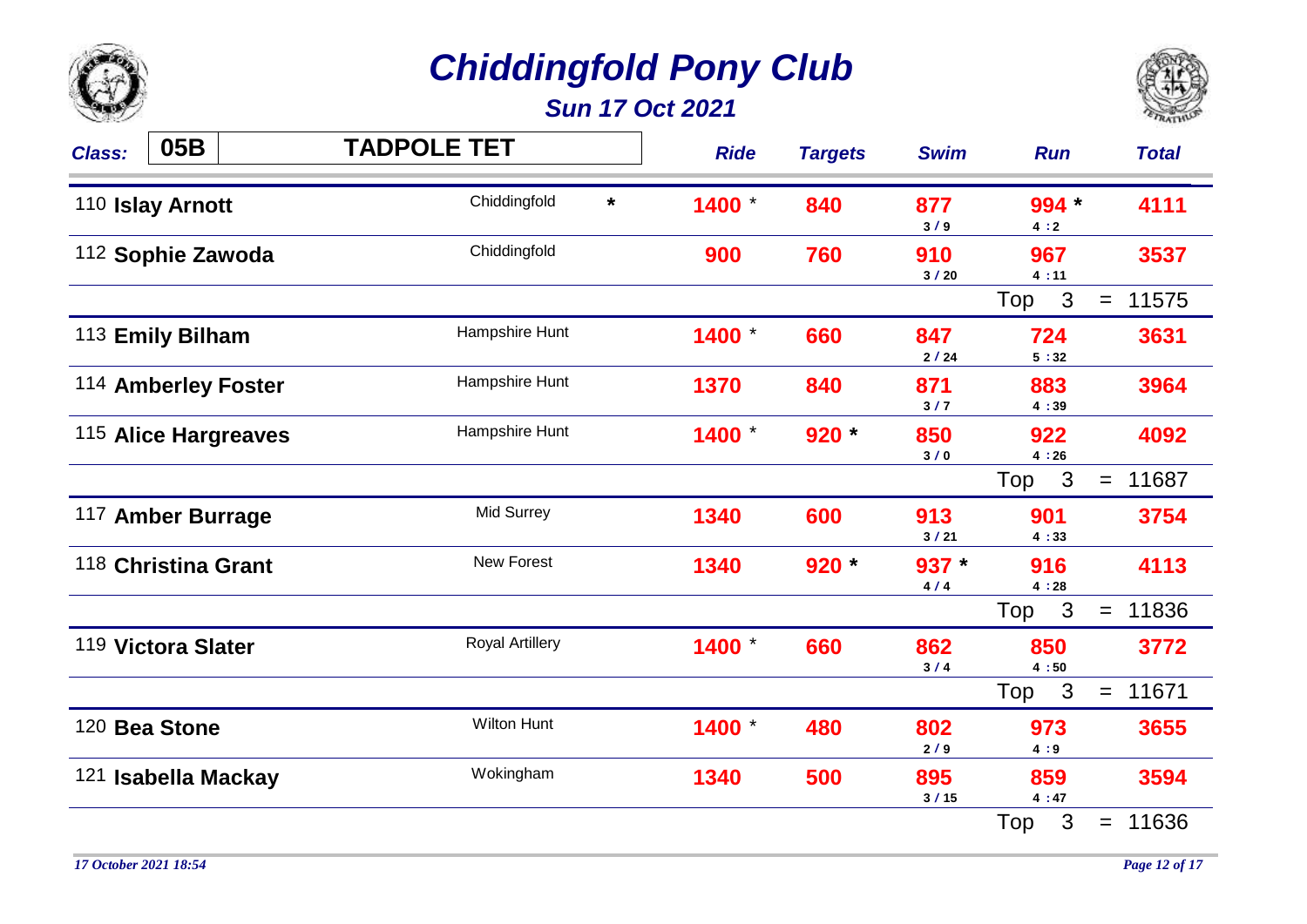# Chiddingfold Pony Club

### Sun 17 Oct 2021

**Class:** 05B **TADPOLE TET**

| No. | Name | Club | | Ride | Targets | Swim | Run | Total |
|---|---|---|---|---|---|---|---|---|
| 110 | **Islay Arnott** | Chiddingfold | * | 1400 * | 840 | 877 (3 / 9) | 994 * (4 : 2) | 4111 |
| 112 | **Sophie Zawoda** | Chiddingfold | | 900 | 760 | 910 (3 / 20) | 967 (4 : 11) | 3537 |
| | | | | | | | Top 3 = | 11575 |
| 113 | **Emily Bilham** | Hampshire Hunt | | 1400 * | 660 | 847 (2 / 24) | 724 (5 : 32) | 3631 |
| 114 | **Amberley Foster** | Hampshire Hunt | | 1370 | 840 | 871 (3 / 7) | 883 (4 : 39) | 3964 |
| 115 | **Alice Hargreaves** | Hampshire Hunt | | 1400 * | 920 * | 850 (3 / 0) | 922 (4 : 26) | 4092 |
| | | | | | | | Top 3 = | 11687 |
| 117 | **Amber Burrage** | Mid Surrey | | 1340 | 600 | 913 (3 / 21) | 901 (4 : 33) | 3754 |
| 118 | **Christina Grant** | New Forest | | 1340 | 920 * | 937 * (4 / 4) | 916 (4 : 28) | 4113 |
| | | | | | | | Top 3 = | 11836 |
| 119 | **Victora Slater** | Royal Artillery | | 1400 * | 660 | 862 (3 / 4) | 850 (4 : 50) | 3772 |
| | | | | | | | Top 3 = | 11671 |
| 120 | **Bea Stone** | Wilton Hunt | | 1400 * | 480 | 802 (2 / 9) | 973 (4 : 9) | 3655 |
| 121 | **Isabella Mackay** | Wokingham | | 1340 | 500 | 895 (3 / 15) | 859 (4 : 47) | 3594 |
| | | | | | | | Top 3 = | 11636 |

*17 October 2021 18:54*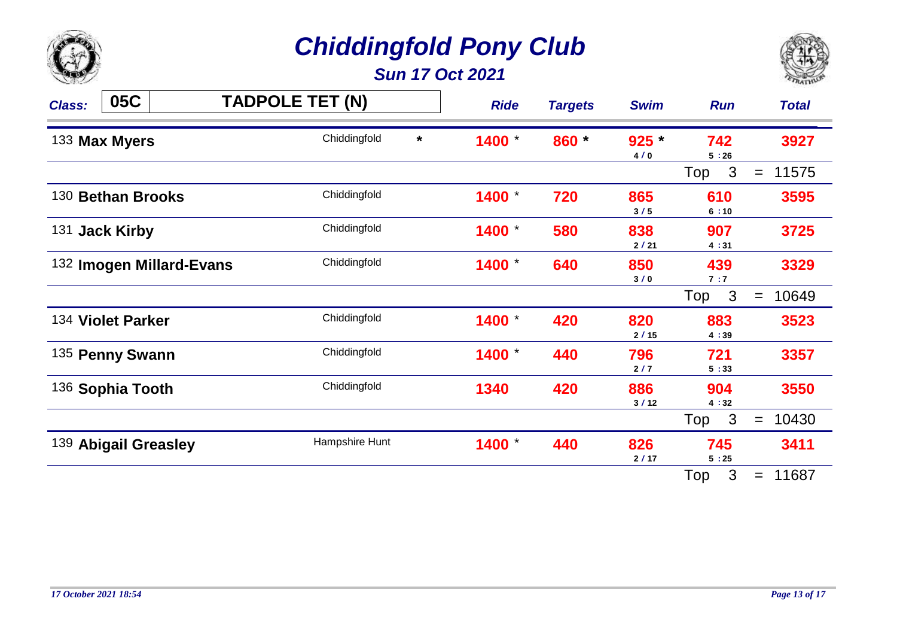# Chiddingfold Pony Club

## Sun 17 Oct 2021

| Class: 05C | TADPOLE TET (N) | | Ride | Targets | Swim | Run | Total |
|---|---|---|---|---|---|---|---|
| 133 **Max Myers** | Chiddingfold | * | 1400 * | 860 * | 925 * 4 / 0 | 742 5 :26 | 3927 |
| | | | | | | Top 3 | = 11575 |
| 130 **Bethan Brooks** | Chiddingfold | | 1400 * | 720 | 865 3 / 5 | 610 6 :10 | 3595 |
| 131 **Jack Kirby** | Chiddingfold | | 1400 * | 580 | 838 2 / 21 | 907 4 :31 | 3725 |
| 132 **Imogen Millard-Evans** | Chiddingfold | | 1400 * | 640 | 850 3 / 0 | 439 7 :7 | 3329 |
| | | | | | | Top 3 | = 10649 |
| 134 **Violet Parker** | Chiddingfold | | 1400 * | 420 | 820 2 / 15 | 883 4 :39 | 3523 |
| 135 **Penny Swann** | Chiddingfold | | 1400 * | 440 | 796 2 / 7 | 721 5 :33 | 3357 |
| 136 **Sophia Tooth** | Chiddingfold | | 1340 | 420 | 886 3 / 12 | 904 4 :32 | 3550 |
| | | | | | | Top 3 | = 10430 |
| 139 **Abigail Greasley** | Hampshire Hunt | | 1400 * | 440 | 826 2 / 17 | 745 5 :25 | 3411 |
| | | | | | | Top 3 | = 11687 |

*17 October 2021 18:54*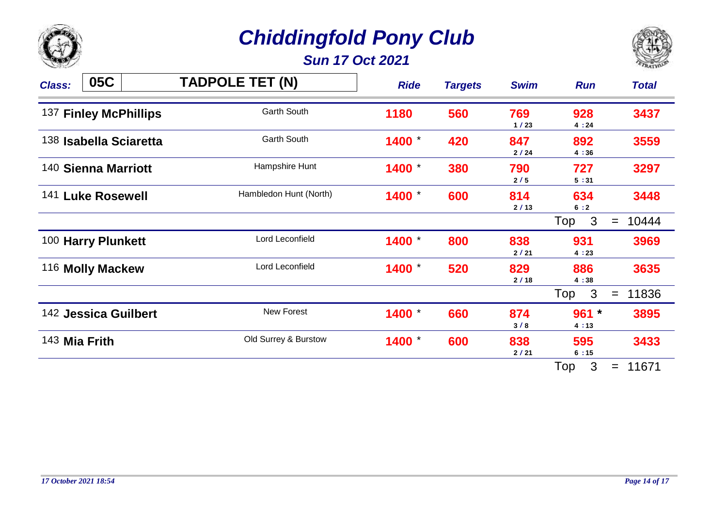# Chiddingfold Pony Club

## Sun 17 Oct 2021

| Class: 05C | TADPOLE TET (N) | Ride | Targets | Swim | Run | Total |
|---|---|---|---|---|---|---|
| 137 **Finley McPhillips** | Garth South | 1180 | 560 | 769 1 / 23 | 928 4 : 24 | 3437 |
| 138 **Isabella Sciaretta** | Garth South | 1400 * | 420 | 847 2 / 24 | 892 4 : 36 | 3559 |
| 140 **Sienna Marriott** | Hampshire Hunt | 1400 * | 380 | 790 2 / 5 | 727 5 : 31 | 3297 |
| 141 **Luke Rosewell** | Hambledon Hunt (North) | 1400 * | 600 | 814 2 / 13 | 634 6 : 2 | 3448 |
| | | | | | Top 3 = | 10444 |
| 100 **Harry Plunkett** | Lord Leconfield | 1400 * | 800 | 838 2 / 21 | 931 4 : 23 | 3969 |
| 116 **Molly Mackew** | Lord Leconfield | 1400 * | 520 | 829 2 / 18 | 886 4 : 38 | 3635 |
| | | | | | Top 3 = | 11836 |
| 142 **Jessica Guilbert** | New Forest | 1400 * | 660 | 874 3 / 8 | 961 * 4 : 13 | 3895 |
| 143 **Mia Frith** | Old Surrey & Burstow | 1400 * | 600 | 838 2 / 21 | 595 6 : 15 | 3433 |
| | | | | | Top 3 = | 11671 |

*17 October 2021 18:54*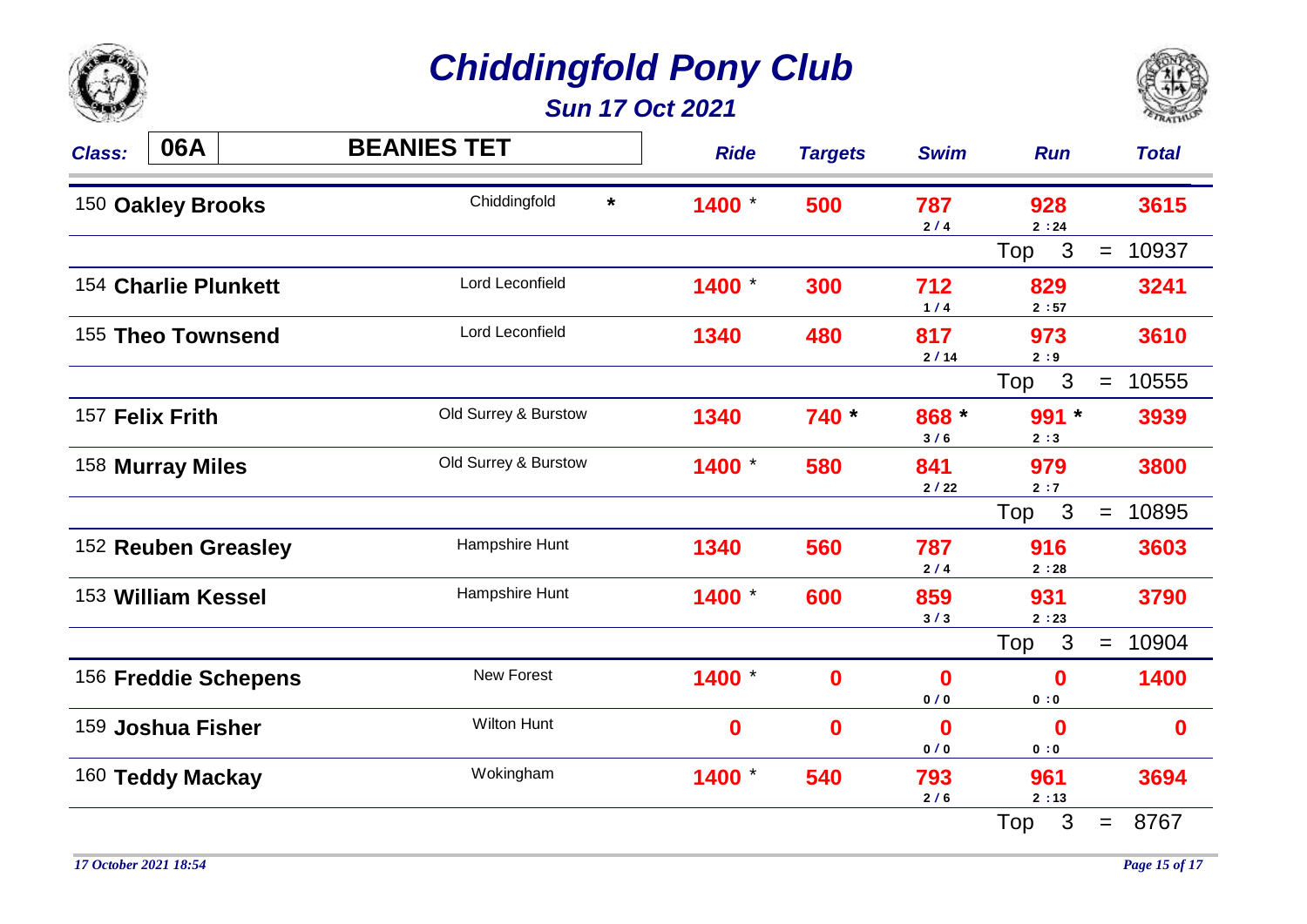# Chiddingfold Pony Club

## Sun 17 Oct 2021

| Class: 06A | BEANIES TET | | Ride | Targets | Swim | Run | Total |
|---|---|---|---|---|---|---|---|
| 150 **Oakley Brooks** | Chiddingfold | * | 1400 * | 500 | 787 (2 / 4) | 928 (2 : 24) | 3615 |
| | | | | | | Top 3 = | 10937 |
| 154 **Charlie Plunkett** | Lord Leconfield | | 1400 * | 300 | 712 (1 / 4) | 829 (2 : 57) | 3241 |
| 155 **Theo Townsend** | Lord Leconfield | | 1340 | 480 | 817 (2 / 14) | 973 (2 : 9) | 3610 |
| | | | | | | Top 3 = | 10555 |
| 157 **Felix Frith** | Old Surrey & Burstow | | 1340 | 740 * | 868 * (3 / 6) | 991 * (2 : 3) | 3939 |
| 158 **Murray Miles** | Old Surrey & Burstow | | 1400 * | 580 | 841 (2 / 22) | 979 (2 : 7) | 3800 |
| | | | | | | Top 3 = | 10895 |
| 152 **Reuben Greasley** | Hampshire Hunt | | 1340 | 560 | 787 (2 / 4) | 916 (2 : 28) | 3603 |
| 153 **William Kessel** | Hampshire Hunt | | 1400 * | 600 | 859 (3 / 3) | 931 (2 : 23) | 3790 |
| | | | | | | Top 3 = | 10904 |
| 156 **Freddie Schepens** | New Forest | | 1400 * | 0 | 0 (0 / 0) | 0 (0 : 0) | 1400 |
| 159 **Joshua Fisher** | Wilton Hunt | | 0 | 0 | 0 (0 / 0) | 0 (0 : 0) | 0 |
| 160 **Teddy Mackay** | Wokingham | | 1400 * | 540 | 793 (2 / 6) | 961 (2 : 13) | 3694 |
| | | | | | | Top 3 = | 8767 |

*17 October 2021 18:54*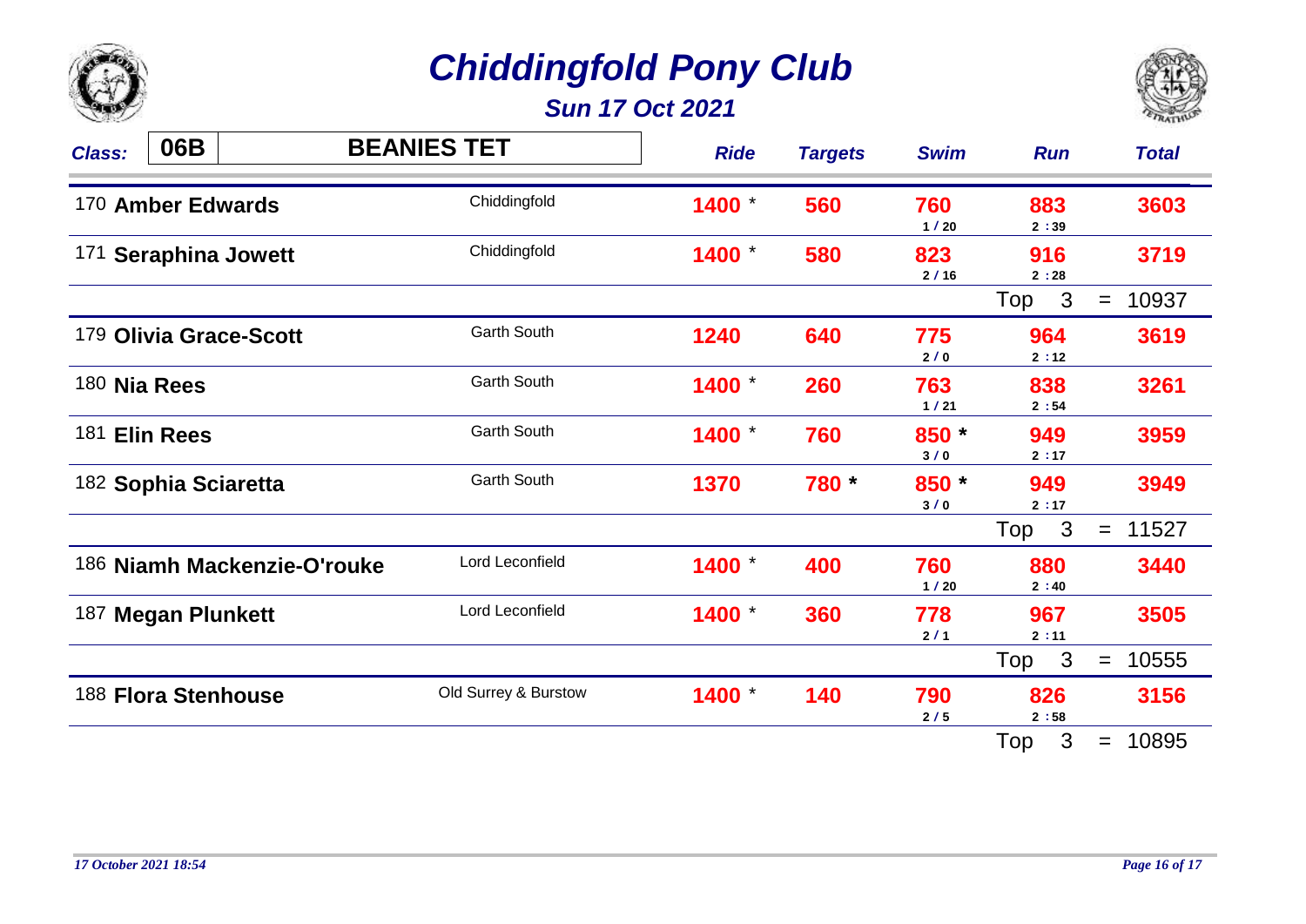# Chiddingfold Pony Club

## Sun 17 Oct 2021

| Class: 06B | BEANIES TET | Ride | Targets | Swim | Run | Total |
|---|---|---|---|---|---|---|
| 170 **Amber Edwards** | Chiddingfold | 1400 * | 560 | 760 (1 / 20) | 883 (2 : 39) | 3603 |
| 171 **Seraphina Jowett** | Chiddingfold | 1400 * | 580 | 823 (2 / 16) | 916 (2 : 28) | 3719 |
| | | | | | Top 3 = | 10937 |
| 179 **Olivia Grace-Scott** | Garth South | 1240 | 640 | 775 (2 / 0) | 964 (2 : 12) | 3619 |
| 180 **Nia Rees** | Garth South | 1400 * | 260 | 763 (1 / 21) | 838 (2 : 54) | 3261 |
| 181 **Elin Rees** | Garth South | 1400 * | 760 | 850 * (3 / 0) | 949 (2 : 17) | 3959 |
| 182 **Sophia Sciaretta** | Garth South | 1370 | 780 * | 850 * (3 / 0) | 949 (2 : 17) | 3949 |
| | | | | | Top 3 = | 11527 |
| 186 **Niamh Mackenzie-O'rouke** | Lord Leconfield | 1400 * | 400 | 760 (1 / 20) | 880 (2 : 40) | 3440 |
| 187 **Megan Plunkett** | Lord Leconfield | 1400 * | 360 | 778 (2 / 1) | 967 (2 : 11) | 3505 |
| | | | | | Top 3 = | 10555 |
| 188 **Flora Stenhouse** | Old Surrey & Burstow | 1400 * | 140 | 790 (2 / 5) | 826 (2 : 58) | 3156 |
| | | | | | Top 3 = | 10895 |

*17 October 2021 18:54*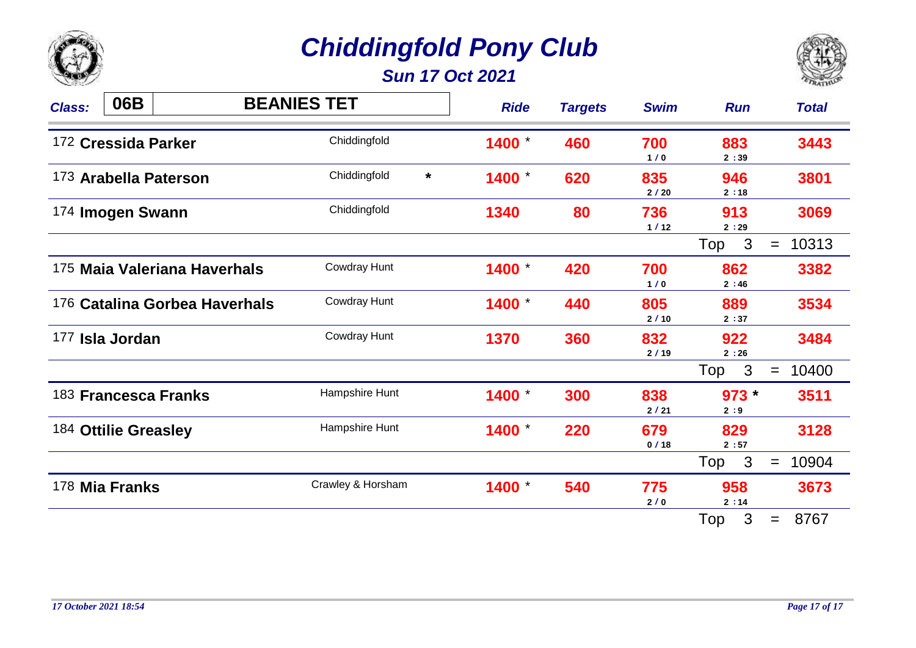# Chiddingfold Pony Club

## Sun 17 Oct 2021

| Class: 06B | BEANIES TET | | Ride | Targets | Swim | Run | Total |
|---|---|---|---|---|---|---|---|
| 172 **Cressida Parker** | Chiddingfold | | 1400 * | 460 | 700 1 / 0 | 883 2 :39 | 3443 |
| 173 **Arabella Paterson** | Chiddingfold | * | 1400 * | 620 | 835 2 / 20 | 946 2 :18 | 3801 |
| 174 **Imogen Swann** | Chiddingfold | | 1340 | 80 | 736 1 / 12 | 913 2 :29 | 3069 |
| | | | | | | Top 3 = | 10313 |
| 175 **Maia Valeriana Haverhals** | Cowdray Hunt | | 1400 * | 420 | 700 1 / 0 | 862 2 :46 | 3382 |
| 176 **Catalina Gorbea Haverhals** | Cowdray Hunt | | 1400 * | 440 | 805 2 / 10 | 889 2 :37 | 3534 |
| 177 **Isla Jordan** | Cowdray Hunt | | 1370 | 360 | 832 2 / 19 | 922 2 :26 | 3484 |
| | | | | | | Top 3 = | 10400 |
| 183 **Francesca Franks** | Hampshire Hunt | | 1400 * | 300 | 838 2 / 21 | 973 * 2 :9 | 3511 |
| 184 **Ottilie Greasley** | Hampshire Hunt | | 1400 * | 220 | 679 0 / 18 | 829 2 :57 | 3128 |
| | | | | | | Top 3 = | 10904 |
| 178 **Mia Franks** | Crawley & Horsham | | 1400 * | 540 | 775 2 / 0 | 958 2 :14 | 3673 |
| | | | | | | Top 3 = | 8767 |

*17 October 2021 18:54*